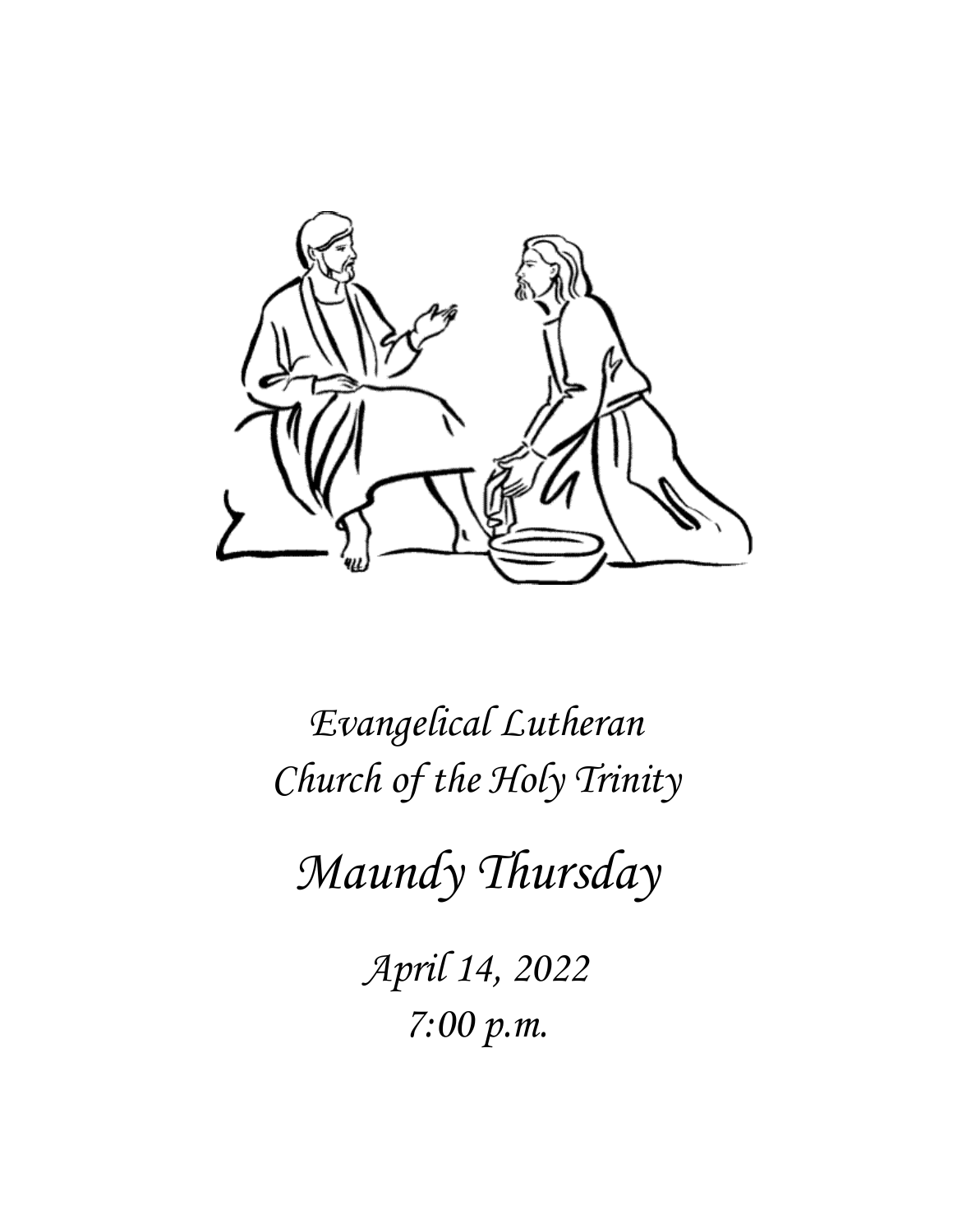*Evangelical Lutheran*
*Church of the Holy Trinity*

# *Maundy Thursday*

*April 14, 2022*
*7:00 p.m.*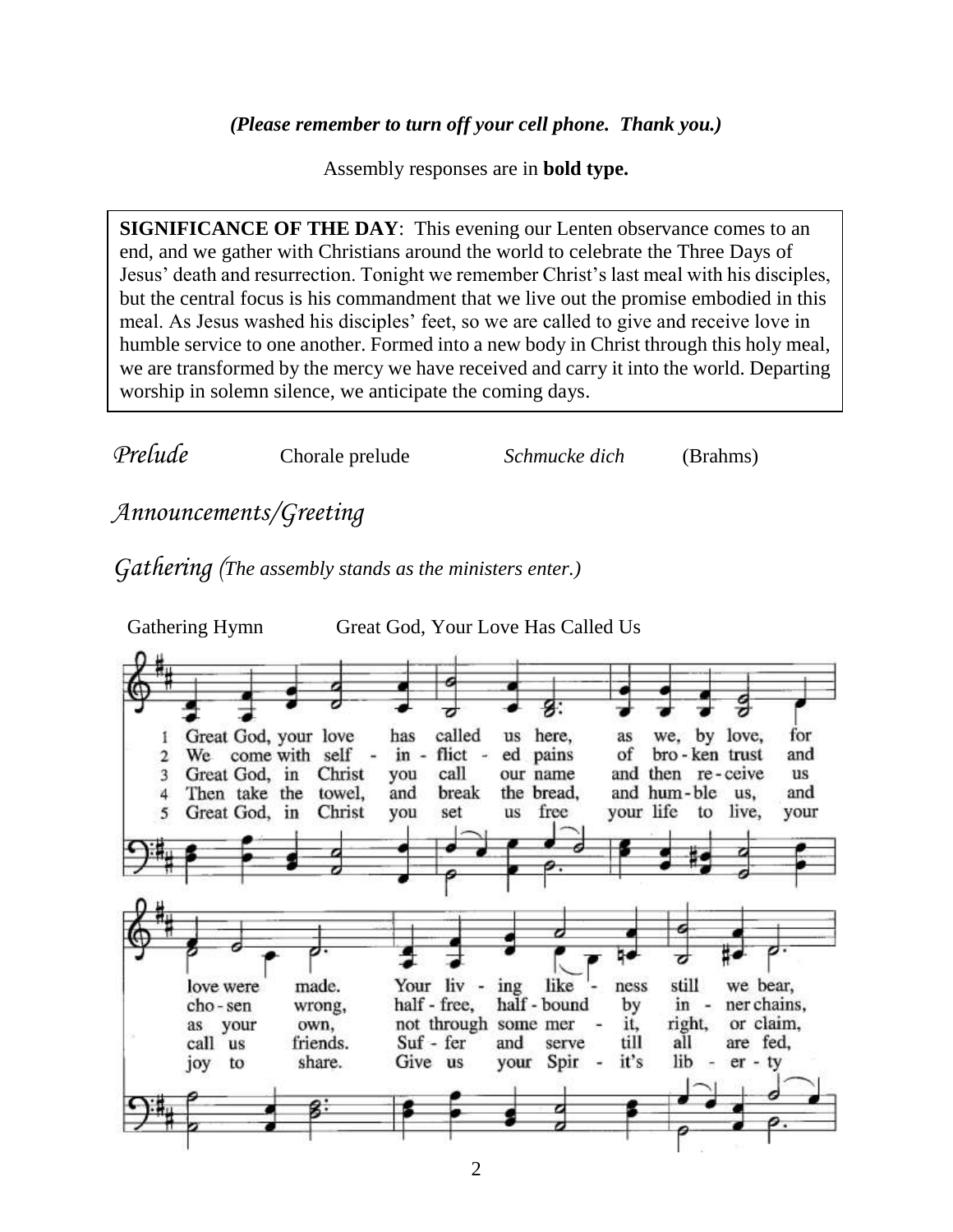***(Please remember to turn off your cell phone. Thank you.)***

Assembly responses are in **bold type.**

**SIGNIFICANCE OF THE DAY**: This evening our Lenten observance comes to an end, and we gather with Christians around the world to celebrate the Three Days of Jesus' death and resurrection. Tonight we remember Christ's last meal with his disciples, but the central focus is his commandment that we live out the promise embodied in this meal. As Jesus washed his disciples' feet, so we are called to give and receive love in humble service to one another. Formed into a new body in Christ through this holy meal, we are transformed by the mercy we have received and carry it into the world. Departing worship in solemn silence, we anticipate the coming days.

*Prelude* Chorale prelude *Schmucke dich* (Brahms)

*Announcements/Greeting*

*Gathering (The assembly stands as the ministers enter.)*

Gathering Hymn Great God, Your Love Has Called Us

1 Great God, your love has called us here, as we, by love, for love were made. Your liv - ing like - ness still we bear,

2 We come with self - in - flict - ed pains of bro - ken trust and cho - sen wrong, half - free, half - bound by in - ner chains,

3 Great God, in Christ you call our name and then re - ceive us as your own, not through some mer - it, right, or claim,

4 Then take the towel, and break the bread, and hum - ble us, and call us friends. Suf - fer and serve till all are fed,

5 Great God, in Christ you set us free your life to live, your joy to share. Give us your Spir - it's lib - er - ty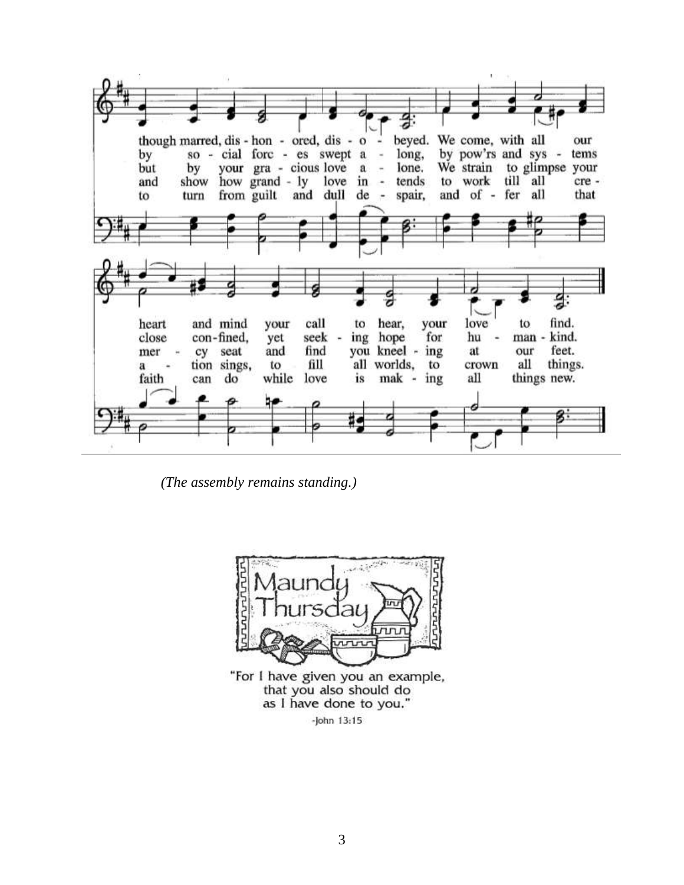though marred, dis - hon - ored, dis - o - beyed. We come, with all our heart and mind your call to hear, your love to find.

by so - cial forc - es swept a - long, by pow'rs and sys - tems close con-fined, yet seek - ing hope for hu - man - kind.

but by your gra - cious love a - lone. We strain to glimpse your mer - cy seat and find you kneel - ing at our feet.

and show how grand - ly love in - tends to work till all cre - a - tion sings, to fill all worlds, to crown all things.

to turn from guilt and dull de - spair, and of - fer all that faith can do while love is mak - ing all things new.

*(The assembly remains standing.)*

Maundy Thursday

"For I have given you an example, that you also should do as I have done to you."
-John 13:15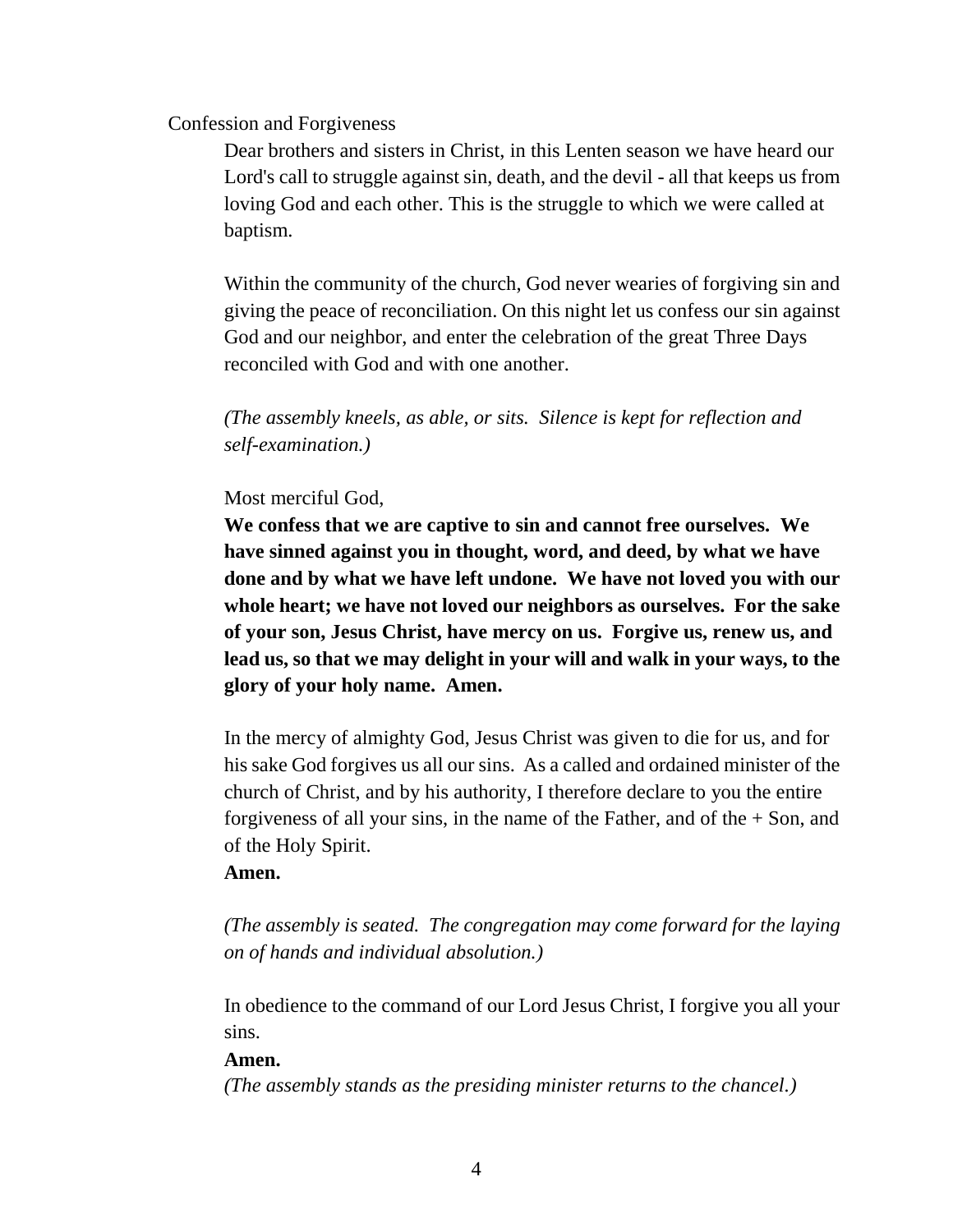## Confession and Forgiveness

Dear brothers and sisters in Christ, in this Lenten season we have heard our Lord's call to struggle against sin, death, and the devil - all that keeps us from loving God and each other. This is the struggle to which we were called at baptism.

Within the community of the church, God never wearies of forgiving sin and giving the peace of reconciliation. On this night let us confess our sin against God and our neighbor, and enter the celebration of the great Three Days reconciled with God and with one another.

*(The assembly kneels, as able, or sits. Silence is kept for reflection and self-examination.)*

Most merciful God,
**We confess that we are captive to sin and cannot free ourselves. We have sinned against you in thought, word, and deed, by what we have done and by what we have left undone. We have not loved you with our whole heart; we have not loved our neighbors as ourselves. For the sake of your son, Jesus Christ, have mercy on us. Forgive us, renew us, and lead us, so that we may delight in your will and walk in your ways, to the glory of your holy name. Amen.**

In the mercy of almighty God, Jesus Christ was given to die for us, and for his sake God forgives us all our sins. As a called and ordained minister of the church of Christ, and by his authority, I therefore declare to you the entire forgiveness of all your sins, in the name of the Father, and of the + Son, and of the Holy Spirit.
**Amen.**

*(The assembly is seated. The congregation may come forward for the laying on of hands and individual absolution.)*

In obedience to the command of our Lord Jesus Christ, I forgive you all your sins.
**Amen.**
*(The assembly stands as the presiding minister returns to the chancel.)*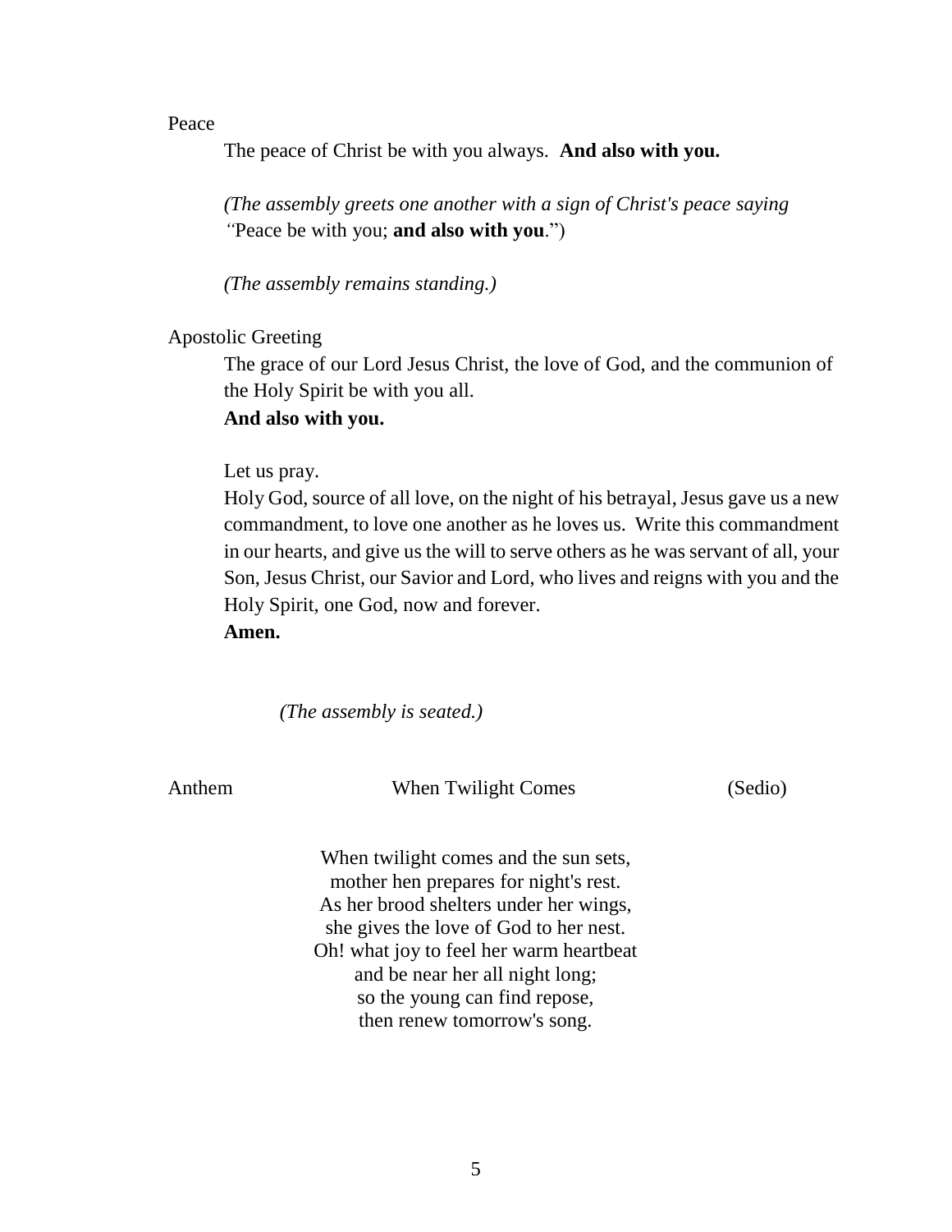Peace

The peace of Christ be with you always. **And also with you.**

*(The assembly greets one another with a sign of Christ's peace saying "*Peace be with you; **and also with you**.")

*(The assembly remains standing.)*

Apostolic Greeting

The grace of our Lord Jesus Christ, the love of God, and the communion of the Holy Spirit be with you all.
**And also with you.**

Let us pray.
Holy God, source of all love, on the night of his betrayal, Jesus gave us a new commandment, to love one another as he loves us. Write this commandment in our hearts, and give us the will to serve others as he was servant of all, your Son, Jesus Christ, our Savior and Lord, who lives and reigns with you and the Holy Spirit, one God, now and forever.
**Amen.**

*(The assembly is seated.)*

Anthem — When Twilight Comes — (Sedio)

When twilight comes and the sun sets,
mother hen prepares for night's rest.
As her brood shelters under her wings,
she gives the love of God to her nest.
Oh! what joy to feel her warm heartbeat
and be near her all night long;
so the young can find repose,
then renew tomorrow's song.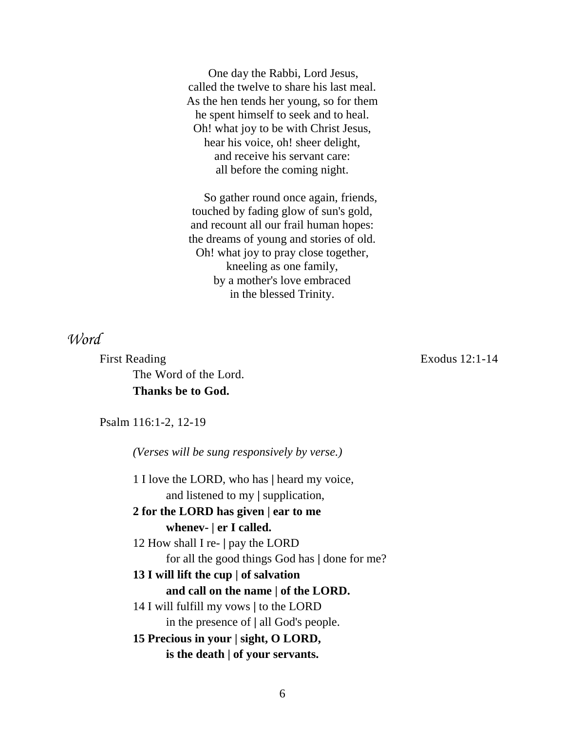One day the Rabbi, Lord Jesus,
called the twelve to share his last meal.
As the hen tends her young, so for them
he spent himself to seek and to heal.
Oh! what joy to be with Christ Jesus,
hear his voice, oh! sheer delight,
and receive his servant care:
all before the coming night.

So gather round once again, friends,
touched by fading glow of sun's gold,
and recount all our frail human hopes:
the dreams of young and stories of old.
Oh! what joy to pray close together,
kneeling as one family,
by a mother's love embraced
in the blessed Trinity.

## *Word*

First Reading Exodus 12:1-14

The Word of the Lord.
**Thanks be to God.**

Psalm 116:1-2, 12-19

*(Verses will be sung responsively by verse.)*

1 I love the LORD, who has | heard my voice,
and listened to my | supplication,
**2 for the LORD has given | ear to me**
**whenev- | er I called.**
12 How shall I re- | pay the LORD
for all the good things God has | done for me?
**13 I will lift the cup | of salvation**
**and call on the name | of the LORD.**
14 I will fulfill my vows | to the LORD
in the presence of | all God's people.
**15 Precious in your | sight, O LORD,**
**is the death | of your servants.**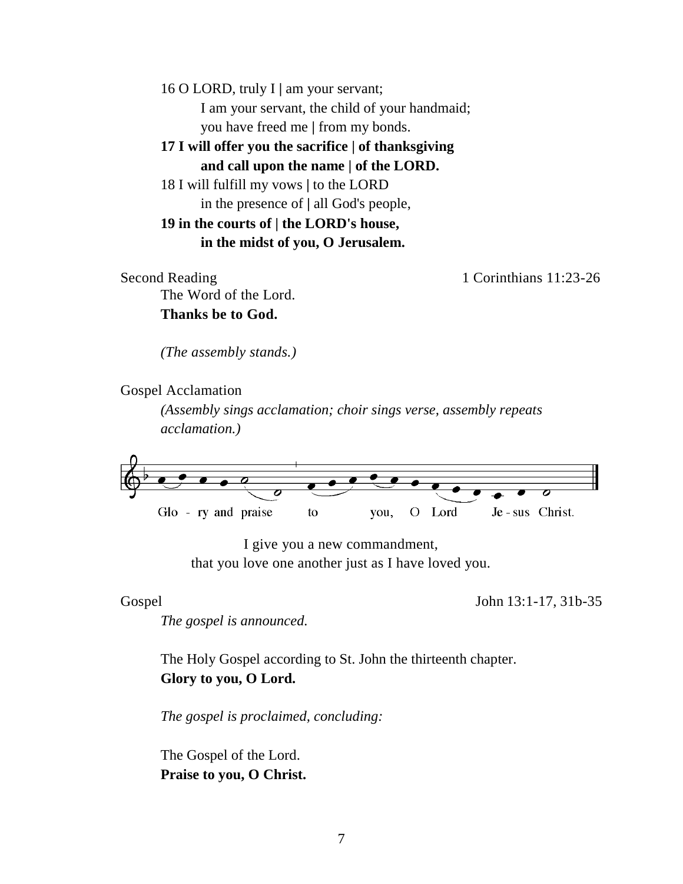16 O LORD, truly I | am your servant;
  I am your servant, the child of your handmaid;
  you have freed me | from my bonds.

**17 I will offer you the sacrifice | of thanksgiving**
  **and call upon the name | of the LORD.**

18 I will fulfill my vows | to the LORD
  in the presence of | all God's people,

**19 in the courts of | the LORD's house,**
  **in the midst of you, O Jerusalem.**

Second Reading 1 Corinthians 11:23-26

The Word of the Lord.
**Thanks be to God.**

*(The assembly stands.)*

Gospel Acclamation

*(Assembly sings acclamation; choir sings verse, assembly repeats acclamation.)*

Glo - ry and praise to you, O Lord Je - sus Christ.

I give you a new commandment,
that you love one another just as I have loved you.

Gospel John 13:1-17, 31b-35

*The gospel is announced.*

The Holy Gospel according to St. John the thirteenth chapter.
**Glory to you, O Lord.**

*The gospel is proclaimed, concluding:*

The Gospel of the Lord.
**Praise to you, O Christ.**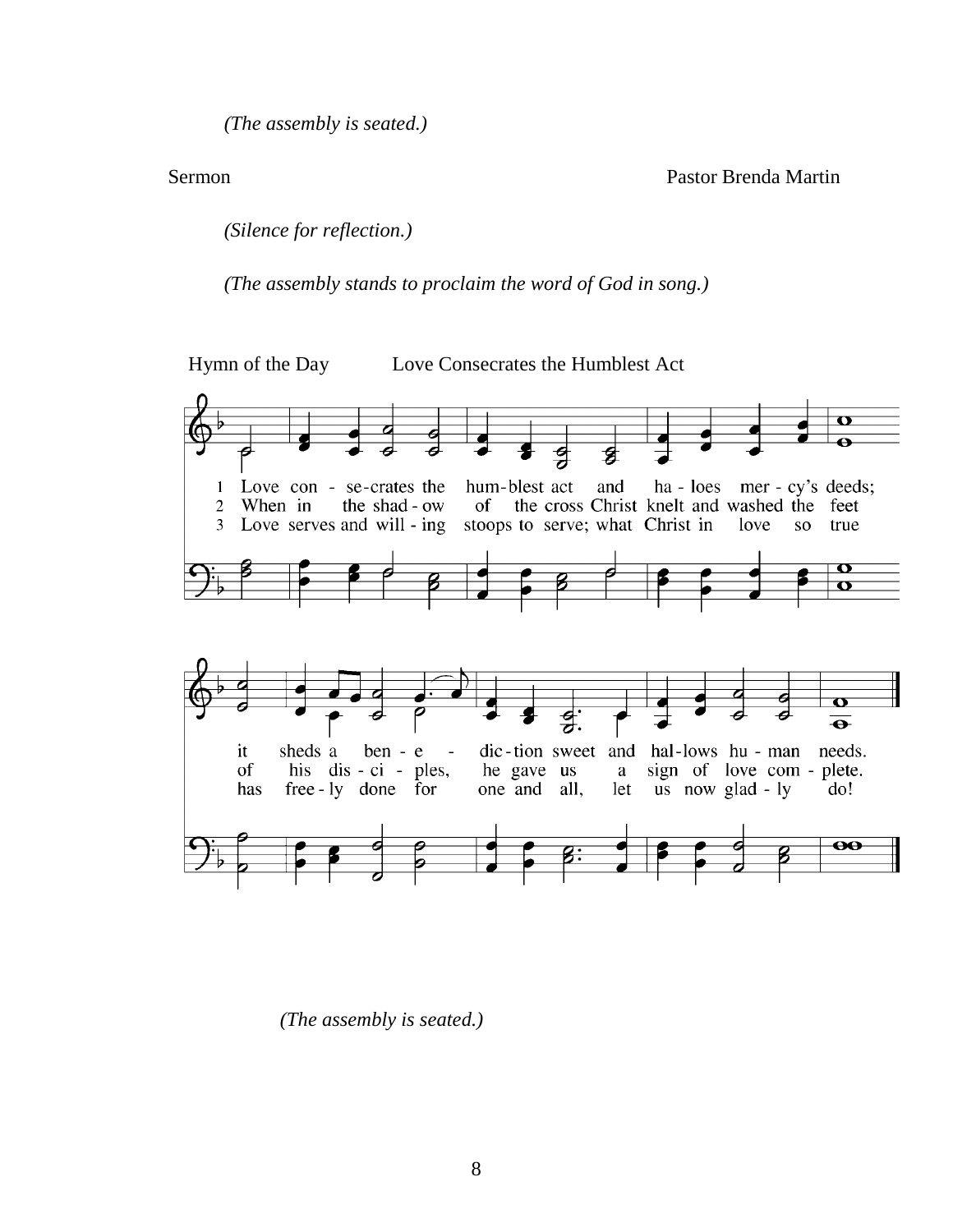*(The assembly is seated.)*

Sermon Pastor Brenda Martin

*(Silence for reflection.)*

*(The assembly stands to proclaim the word of God in song.)*

Hymn of the Day Love Consecrates the Humblest Act

1 Love con - se-crates the hum-blest act and ha - loes mer - cy's deeds;
2 When in the shad - ow of the cross Christ knelt and washed the feet
3 Love serves and will - ing stoops to serve; what Christ in love so true

it sheds a ben - e - dic-tion sweet and hal-lows hu - man needs.
of his dis - ci - ples, he gave us a sign of love com - plete.
has free - ly done for one and all, let us now glad - ly do!

*(The assembly is seated.)*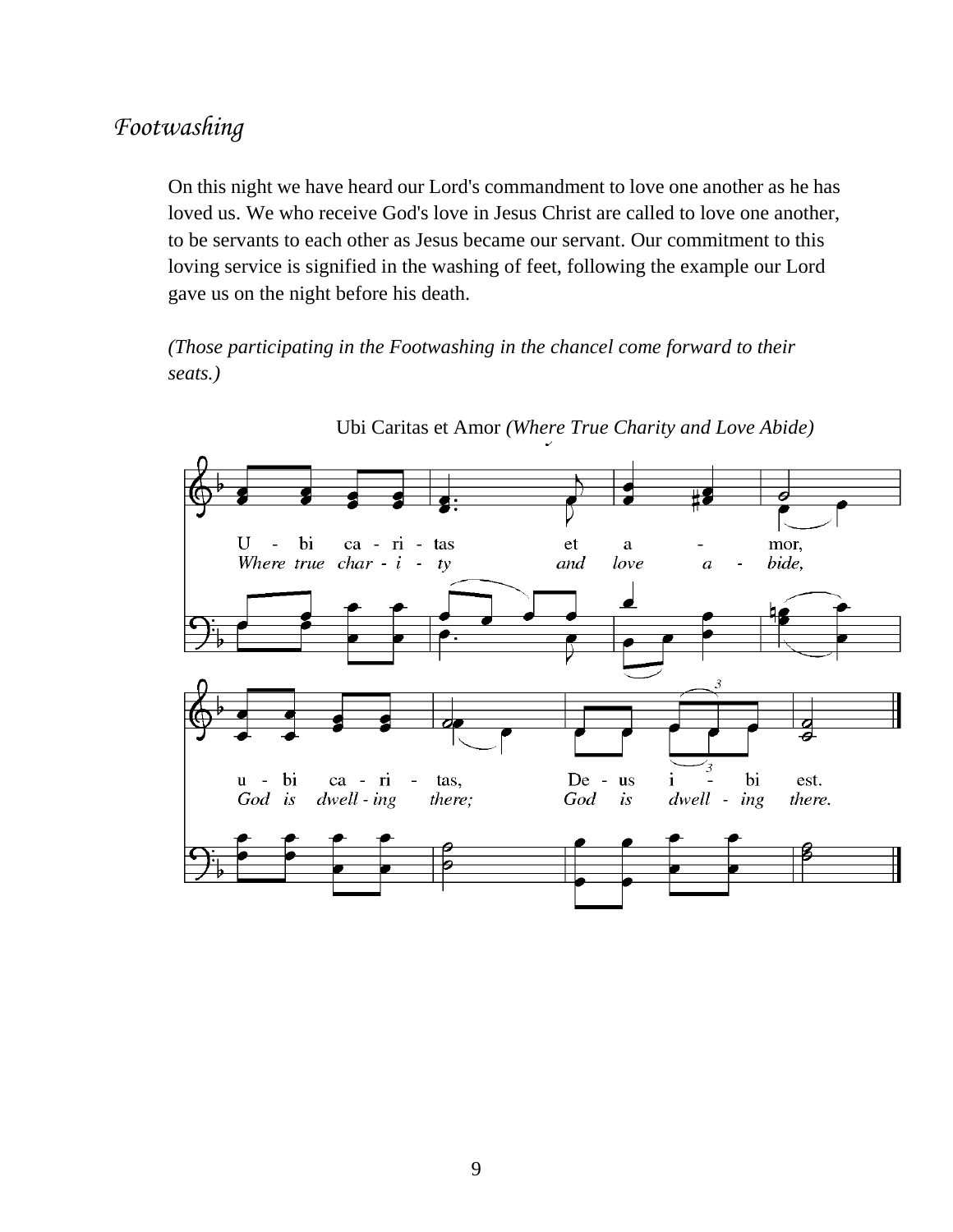## *Footwashing*

On this night we have heard our Lord's commandment to love one another as he has loved us. We who receive God's love in Jesus Christ are called to love one another, to be servants to each other as Jesus became our servant. Our commitment to this loving service is signified in the washing of feet, following the example our Lord gave us on the night before his death.

*(Those participating in the Footwashing in the chancel come forward to their seats.)*

Ubi Caritas et Amor *(Where True Charity and Love Abide)*

U - bi ca - ri - tas et a - mor,
*Where true char - i - ty and love a - bide,*

u - bi ca - ri - tas, De - us i - bi est.
*God is dwell - ing there; God is dwell - ing there.*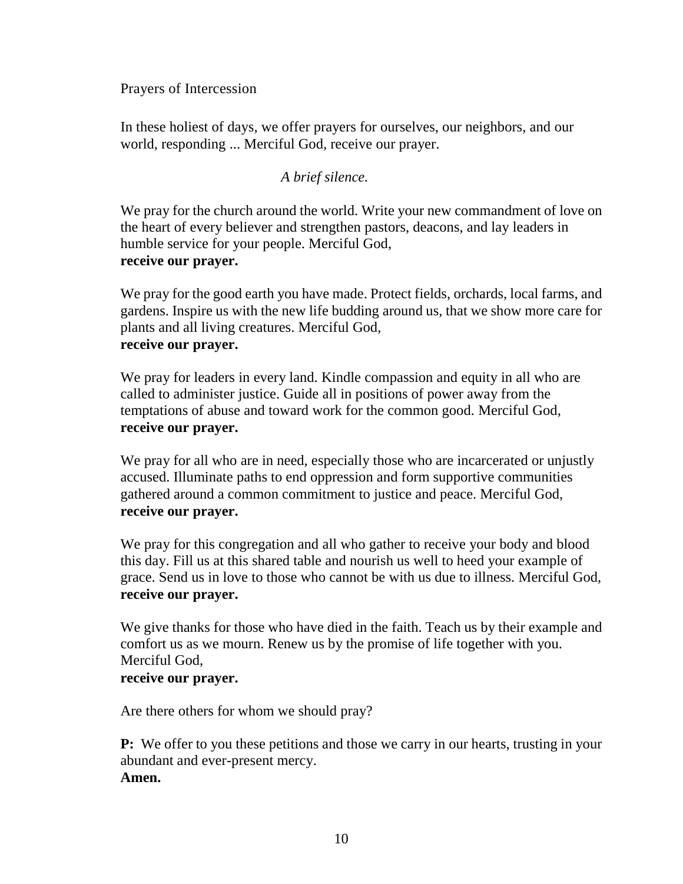## Prayers of Intercession

In these holiest of days, we offer prayers for ourselves, our neighbors, and our world, responding ... Merciful God, receive our prayer.

*A brief silence.*

We pray for the church around the world. Write your new commandment of love on the heart of every believer and strengthen pastors, deacons, and lay leaders in humble service for your people. Merciful God,
**receive our prayer.**

We pray for the good earth you have made. Protect fields, orchards, local farms, and gardens. Inspire us with the new life budding around us, that we show more care for plants and all living creatures. Merciful God,
**receive our prayer.**

We pray for leaders in every land. Kindle compassion and equity in all who are called to administer justice. Guide all in positions of power away from the temptations of abuse and toward work for the common good. Merciful God,
**receive our prayer.**

We pray for all who are in need, especially those who are incarcerated or unjustly accused. Illuminate paths to end oppression and form supportive communities gathered around a common commitment to justice and peace. Merciful God,
**receive our prayer.**

We pray for this congregation and all who gather to receive your body and blood this day. Fill us at this shared table and nourish us well to heed your example of grace. Send us in love to those who cannot be with us due to illness. Merciful God,
**receive our prayer.**

We give thanks for those who have died in the faith. Teach us by their example and comfort us as we mourn. Renew us by the promise of life together with you. Merciful God,
**receive our prayer.**

Are there others for whom we should pray?

**P:** We offer to you these petitions and those we carry in our hearts, trusting in your abundant and ever-present mercy.
**Amen.**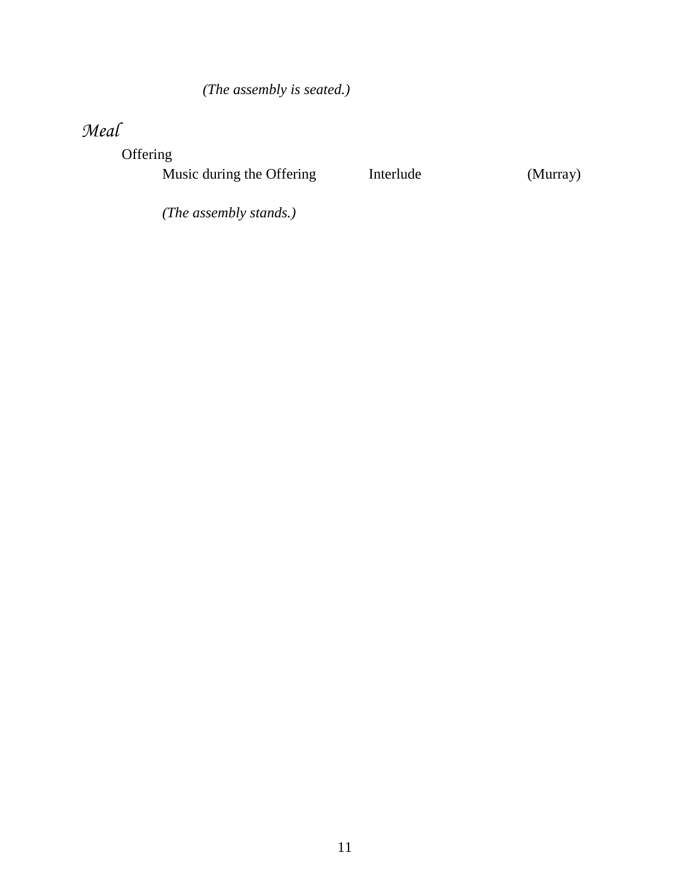*(The assembly is seated.)*

## *Meal*

### Offering

Music during the Offering	Interlude	(Murray)

*(The assembly stands.)*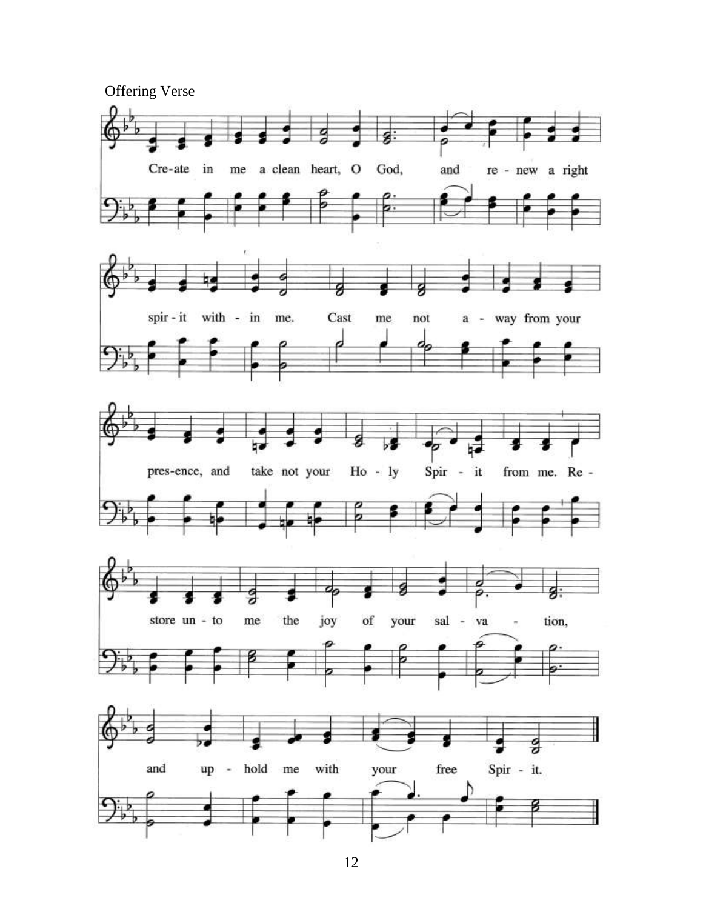Offering Verse

Cre-ate in me a clean heart, O God, and re - new a right spir - it with - in me. Cast me not a - way from your pres-ence, and take not your Ho - ly Spir - it from me. Re - store un - to me the joy of your sal - va - tion, and up - hold me with your free Spir - it.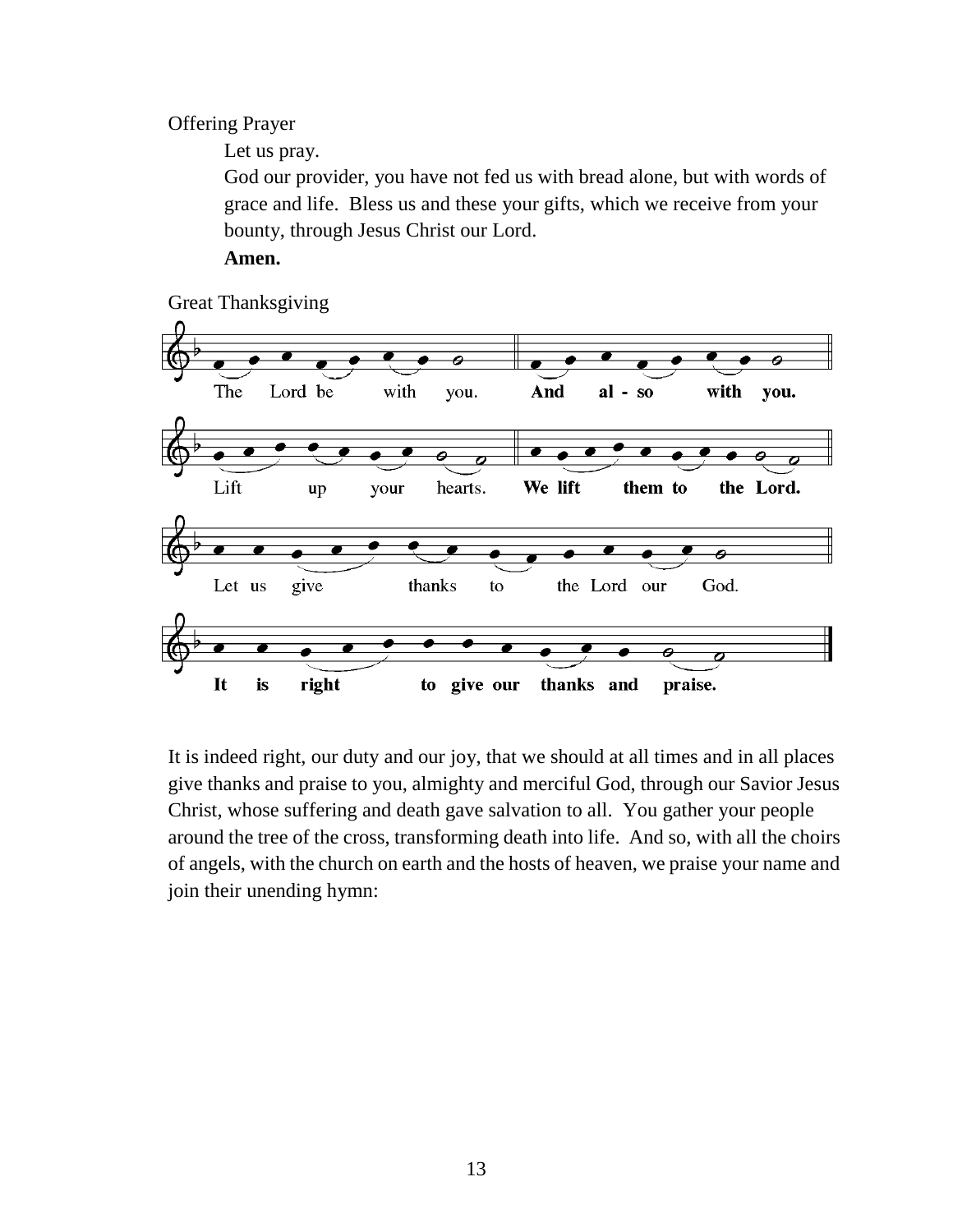Offering Prayer

Let us pray.

God our provider, you have not fed us with bread alone, but with words of grace and life. Bless us and these your gifts, which we receive from your bounty, through Jesus Christ our Lord.

**Amen.**

Great Thanksgiving

The Lord be with you. **And also with you.**

Lift up your hearts. **We lift them to the Lord.**

Let us give thanks to the Lord our God.

**It is right to give our thanks and praise.**

It is indeed right, our duty and our joy, that we should at all times and in all places give thanks and praise to you, almighty and merciful God, through our Savior Jesus Christ, whose suffering and death gave salvation to all. You gather your people around the tree of the cross, transforming death into life. And so, with all the choirs of angels, with the church on earth and the hosts of heaven, we praise your name and join their unending hymn: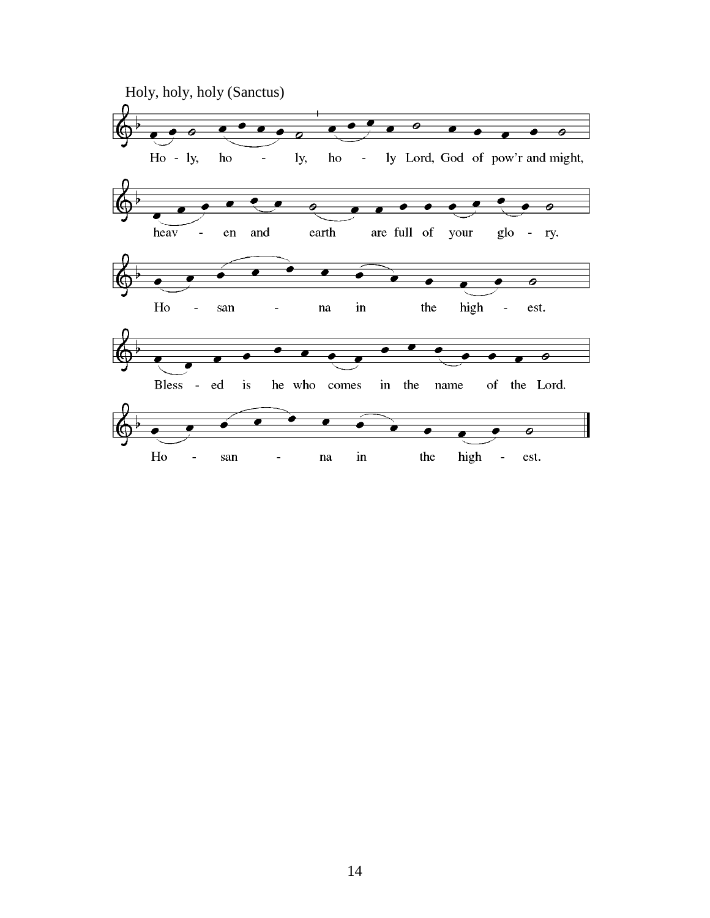Holy, holy, holy (Sanctus)

Ho - ly, ho - ly, ho - ly Lord, God of pow'r and might,

heav - en and earth are full of your glo - ry.

Ho - san - na in the high - est.

Bless - ed is he who comes in the name of the Lord.

Ho - san - na in the high - est.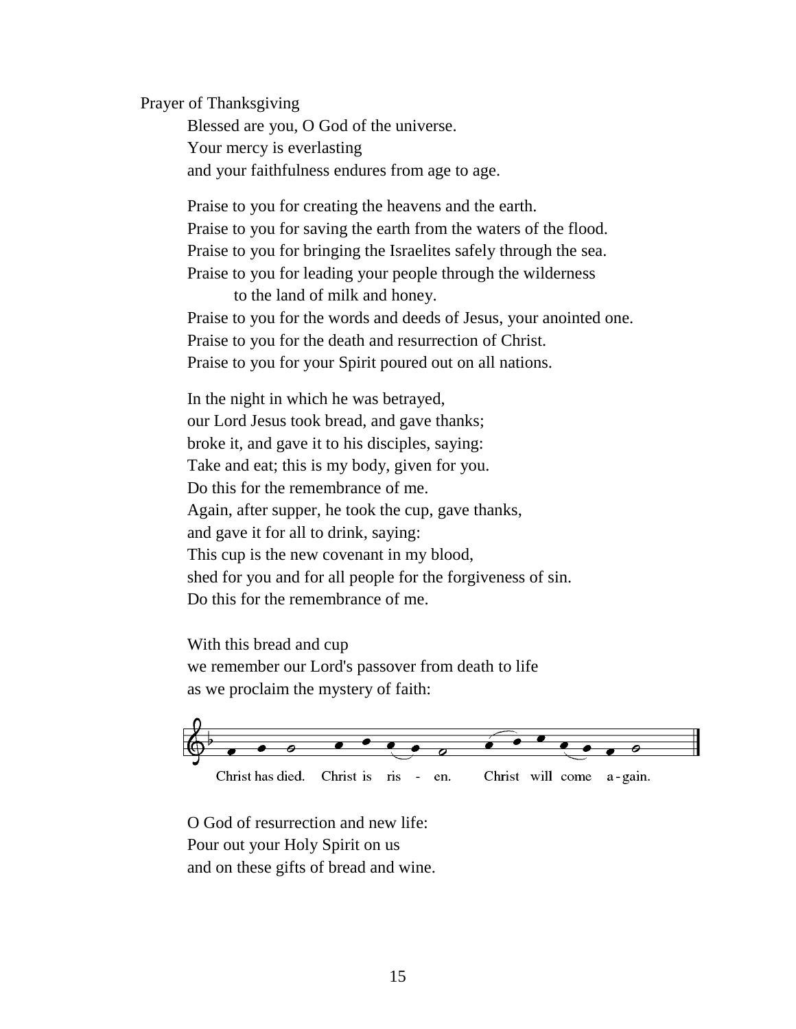Prayer of Thanksgiving

Blessed are you, O God of the universe.
Your mercy is everlasting
and your faithfulness endures from age to age.

Praise to you for creating the heavens and the earth.
Praise to you for saving the earth from the waters of the flood.
Praise to you for bringing the Israelites safely through the sea.
Praise to you for leading your people through the wilderness
to the land of milk and honey.
Praise to you for the words and deeds of Jesus, your anointed one.
Praise to you for the death and resurrection of Christ.
Praise to you for your Spirit poured out on all nations.

In the night in which he was betrayed,
our Lord Jesus took bread, and gave thanks;
broke it, and gave it to his disciples, saying:
Take and eat; this is my body, given for you.
Do this for the remembrance of me.
Again, after supper, he took the cup, gave thanks,
and gave it for all to drink, saying:
This cup is the new covenant in my blood,
shed for you and for all people for the forgiveness of sin.
Do this for the remembrance of me.

With this bread and cup
we remember our Lord's passover from death to life
as we proclaim the mystery of faith:

Christ has died. Christ is ris - en. Christ will come a - gain.

O God of resurrection and new life:
Pour out your Holy Spirit on us
and on these gifts of bread and wine.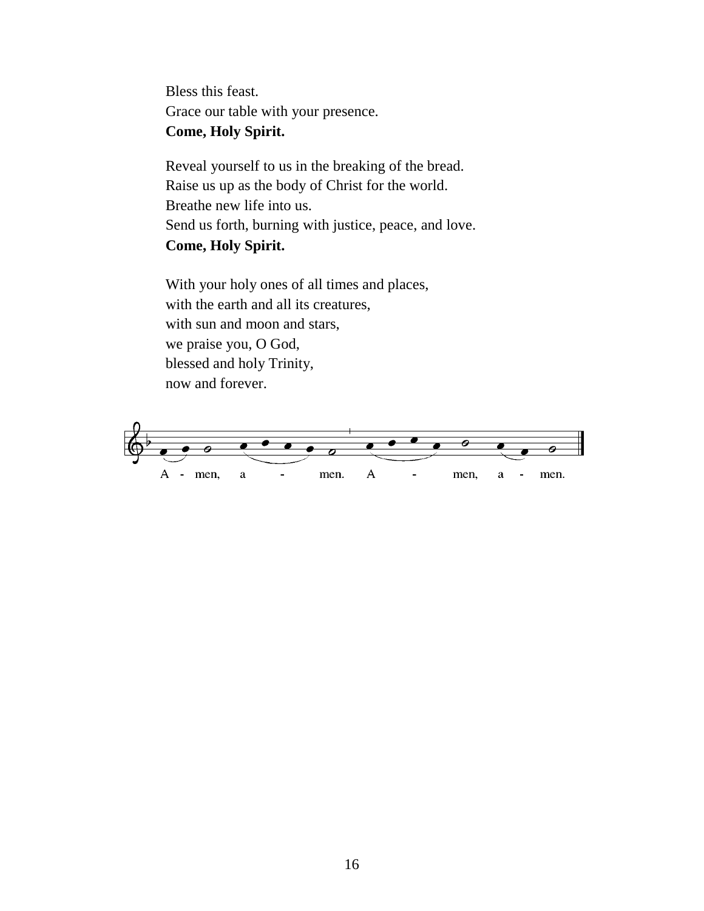Bless this feast.
Grace our table with your presence.
**Come, Holy Spirit.**

Reveal yourself to us in the breaking of the bread.
Raise us up as the body of Christ for the world.
Breathe new life into us.
Send us forth, burning with justice, peace, and love.
**Come, Holy Spirit.**

With your holy ones of all times and places,
with the earth and all its creatures,
with sun and moon and stars,
we praise you, O God,
blessed and holy Trinity,
now and forever.

A - men, a - men. A - men, a - men.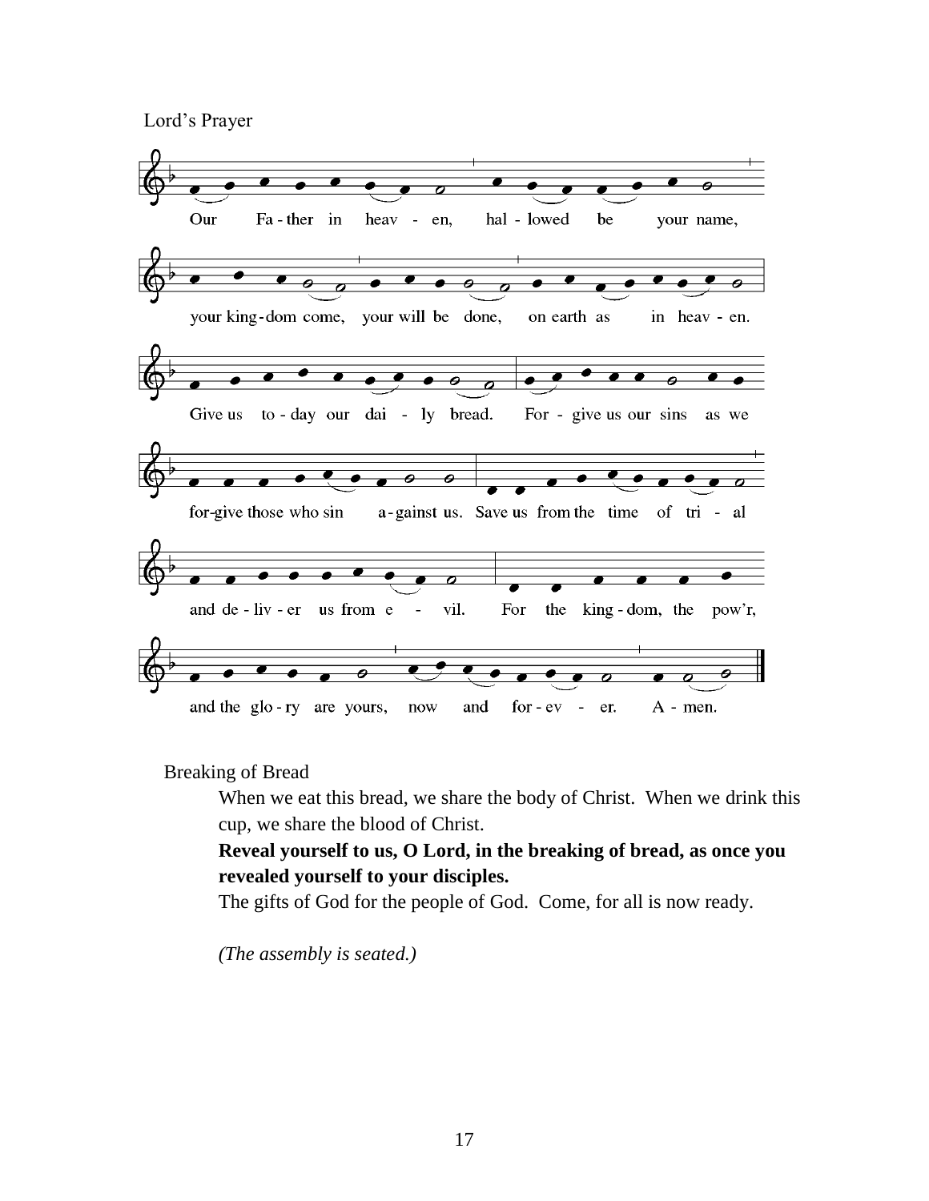## Lord's Prayer

Our Father in heaven, hallowed be your name,
your kingdom come, your will be done, on earth as in heaven.
Give us today our daily bread. Forgive us our sins as we
forgive those who sin against us. Save us from the time of trial
and deliver us from evil. For the kingdom, the pow'r,
and the glory are yours, now and forever. Amen.

## Breaking of Bread

When we eat this bread, we share the body of Christ. When we drink this cup, we share the blood of Christ.

**Reveal yourself to us, O Lord, in the breaking of bread, as once you revealed yourself to your disciples.**

The gifts of God for the people of God. Come, for all is now ready.

*(The assembly is seated.)*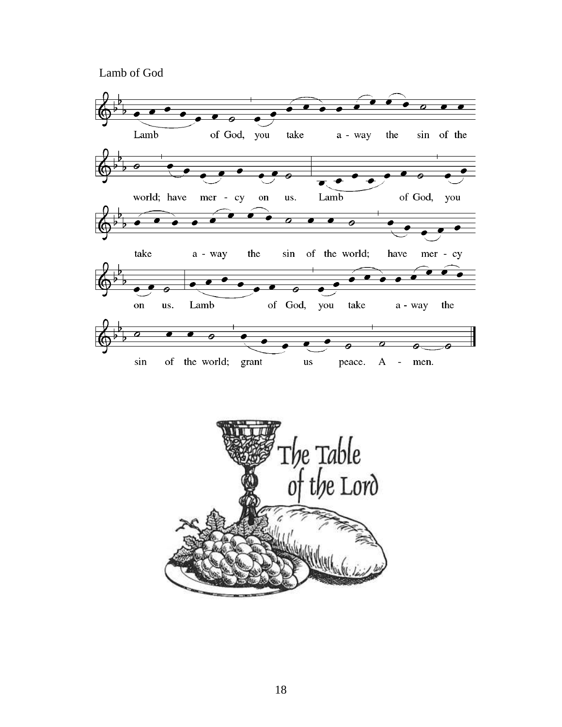Lamb of God

Lamb of God, you take away the sin of the world; have mercy on us. Lamb of God, you take away the sin of the world; have mercy on us. Lamb of God, you take away the sin of the world; grant us peace. A - men.

The Table of the Lord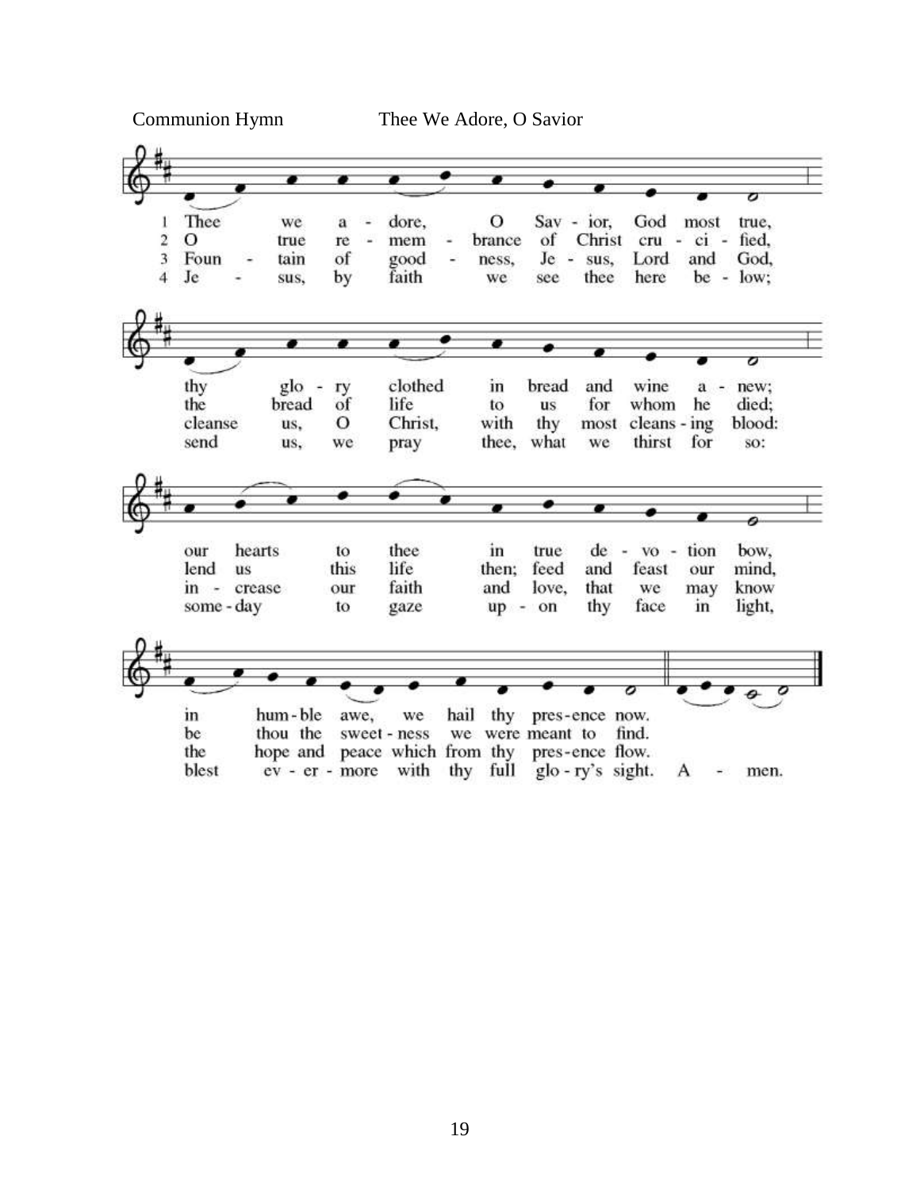Communion Hymn Thee We Adore, O Savior

1. Thee we adore, O Savior, God most true, thy glory clothed in bread and wine anew; our hearts to thee in true devotion bow, in humble awe, we hail thy presence now.

2. O true remembrance of Christ crucified, the bread of life to us for whom he died; lend us this life then; feed and feast our mind, be thou the sweetness we were meant to find.

3. Fountain of goodness, Jesus, Lord and God, cleanse us, O Christ, with thy most cleansing blood: increase our faith and love, that we may know the hope and peace which from thy presence flow.

4. Jesus, by faith we see thee here below; send us, we pray thee, what we thirst for so: someday to gaze upon thy face in light, blest evermore with thy full glory's sight. Amen.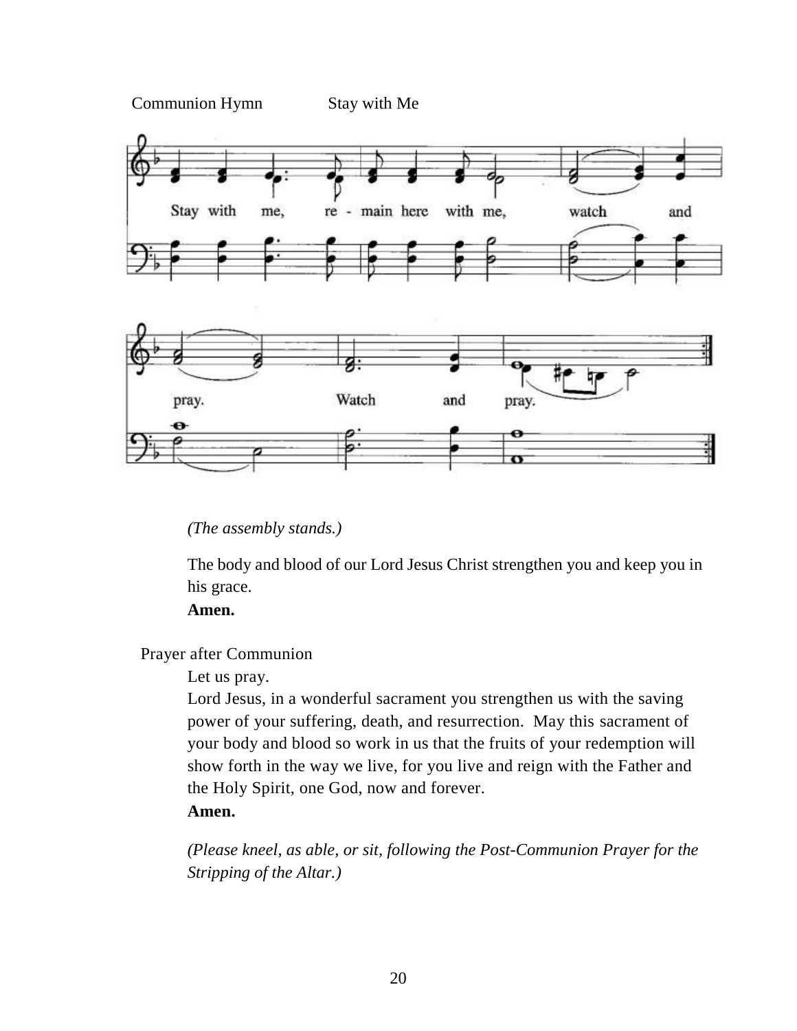Communion Hymn Stay with Me

Stay with me, re - main here with me, watch and pray. Watch and pray.

*(The assembly stands.)*

The body and blood of our Lord Jesus Christ strengthen you and keep you in his grace.
**Amen.**

Prayer after Communion

Let us pray.
Lord Jesus, in a wonderful sacrament you strengthen us with the saving power of your suffering, death, and resurrection. May this sacrament of your body and blood so work in us that the fruits of your redemption will show forth in the way we live, for you live and reign with the Father and the Holy Spirit, one God, now and forever.
**Amen.**

*(Please kneel, as able, or sit, following the Post-Communion Prayer for the Stripping of the Altar.)*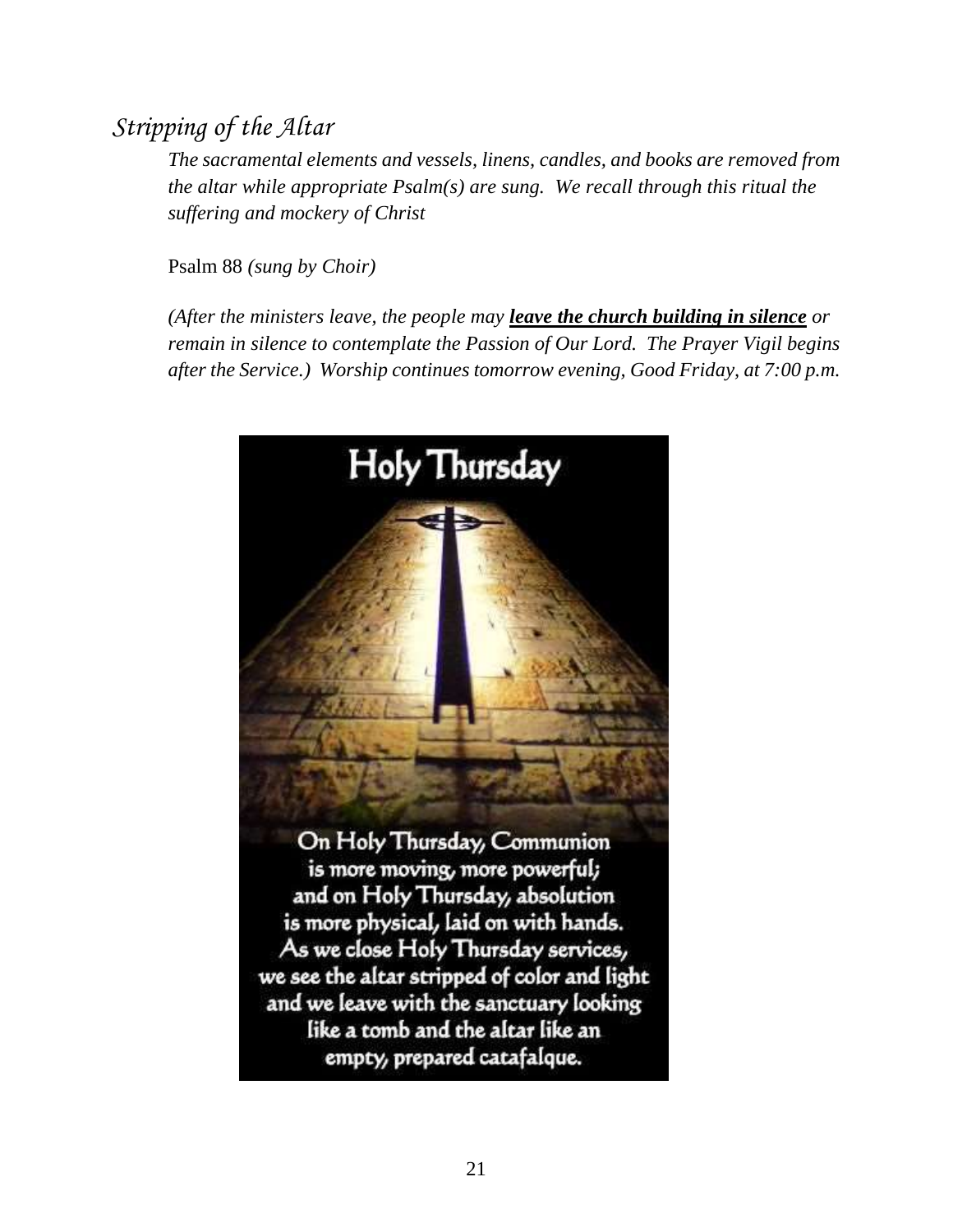## *Stripping of the Altar*

*The sacramental elements and vessels, linens, candles, and books are removed from the altar while appropriate Psalm(s) are sung. We recall through this ritual the suffering and mockery of Christ*

Psalm 88 *(sung by Choir)*

*(After the ministers leave, the people may* ***leave the church building in silence*** *or remain in silence to contemplate the Passion of Our Lord. The Prayer Vigil begins after the Service.) Worship continues tomorrow evening, Good Friday, at 7:00 p.m.*

**Holy Thursday**

On Holy Thursday, Communion
is more moving, more powerful;
and on Holy Thursday, absolution
is more physical, laid on with hands.
As we close Holy Thursday services,
we see the altar stripped of color and light
and we leave with the sanctuary looking
like a tomb and the altar like an
empty, prepared catafalque.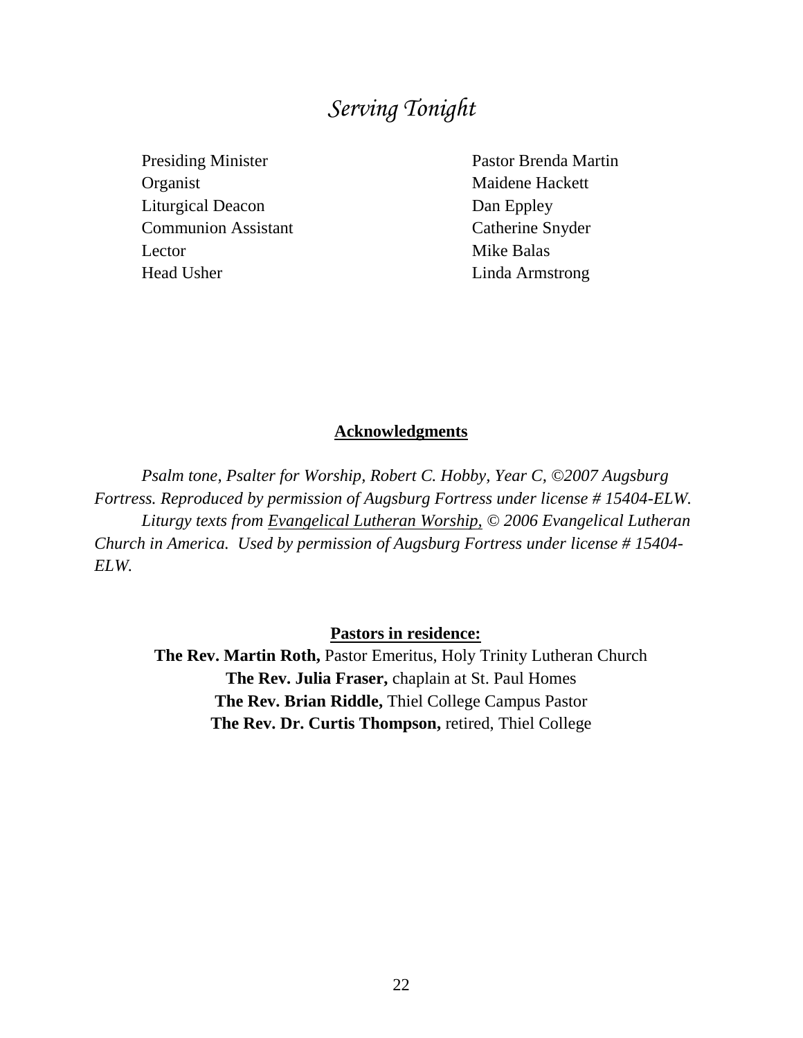# *Serving Tonight*

| | |
|---|---|
| Presiding Minister | Pastor Brenda Martin |
| Organist | Maidene Hackett |
| Liturgical Deacon | Dan Eppley |
| Communion Assistant | Catherine Snyder |
| Lector | Mike Balas |
| Head Usher | Linda Armstrong |

**Acknowledgments**

*Psalm tone, Psalter for Worship, Robert C. Hobby, Year C, ©2007 Augsburg Fortress. Reproduced by permission of Augsburg Fortress under license # 15404-ELW.*

*Liturgy texts from Evangelical Lutheran Worship, © 2006 Evangelical Lutheran Church in America. Used by permission of Augsburg Fortress under license # 15404-ELW.*

**Pastors in residence:**

**The Rev. Martin Roth,** Pastor Emeritus, Holy Trinity Lutheran Church
**The Rev. Julia Fraser,** chaplain at St. Paul Homes
**The Rev. Brian Riddle,** Thiel College Campus Pastor
**The Rev. Dr. Curtis Thompson,** retired, Thiel College